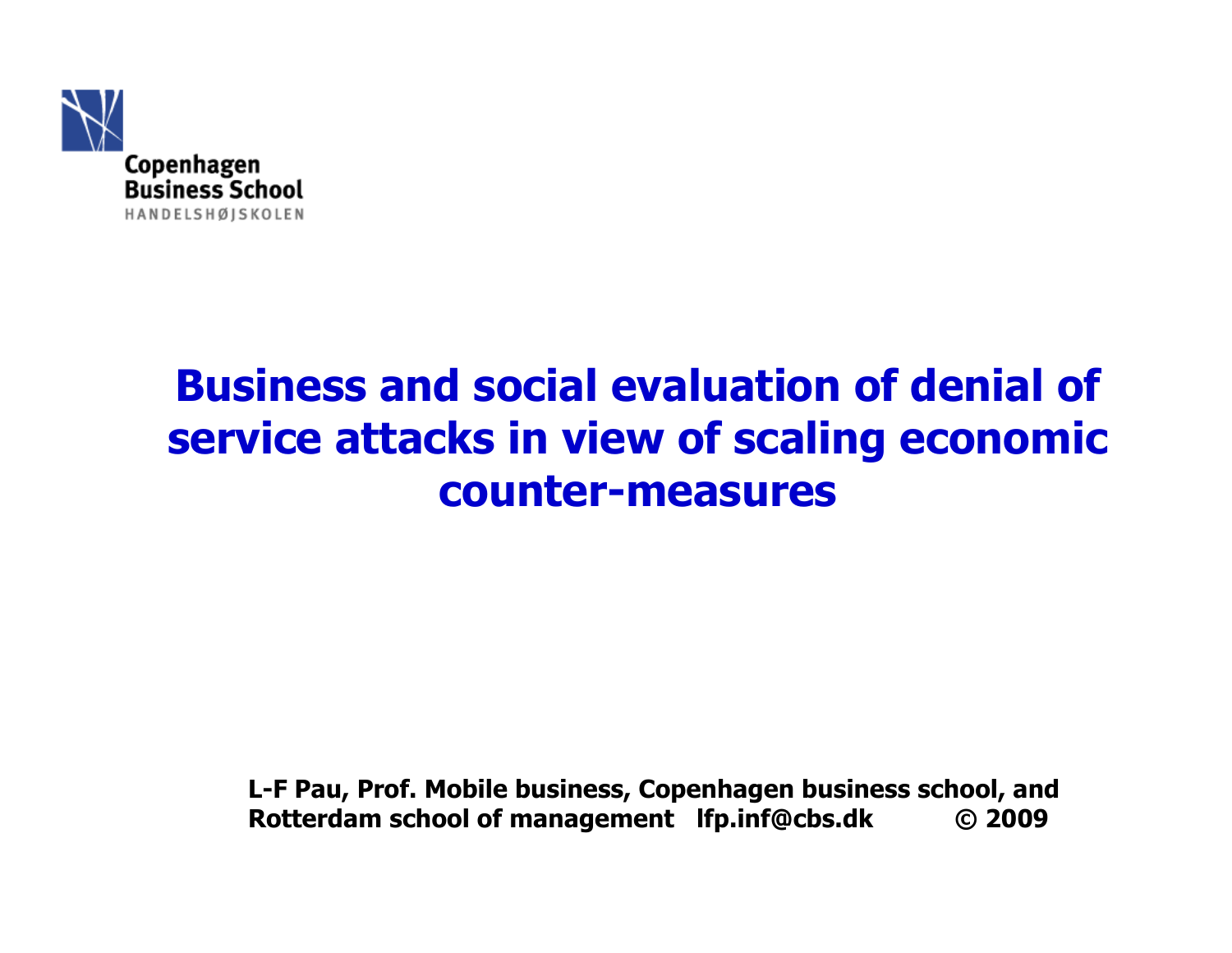Copenhagen Business School
HANDELSHØJSKOLEN

# Business and social evaluation of denial of service attacks in view of scaling economic counter-measures

**L-F Pau, Prof. Mobile business, Copenhagen business school, and Rotterdam school of management lfp.inf@cbs.dk © 2009**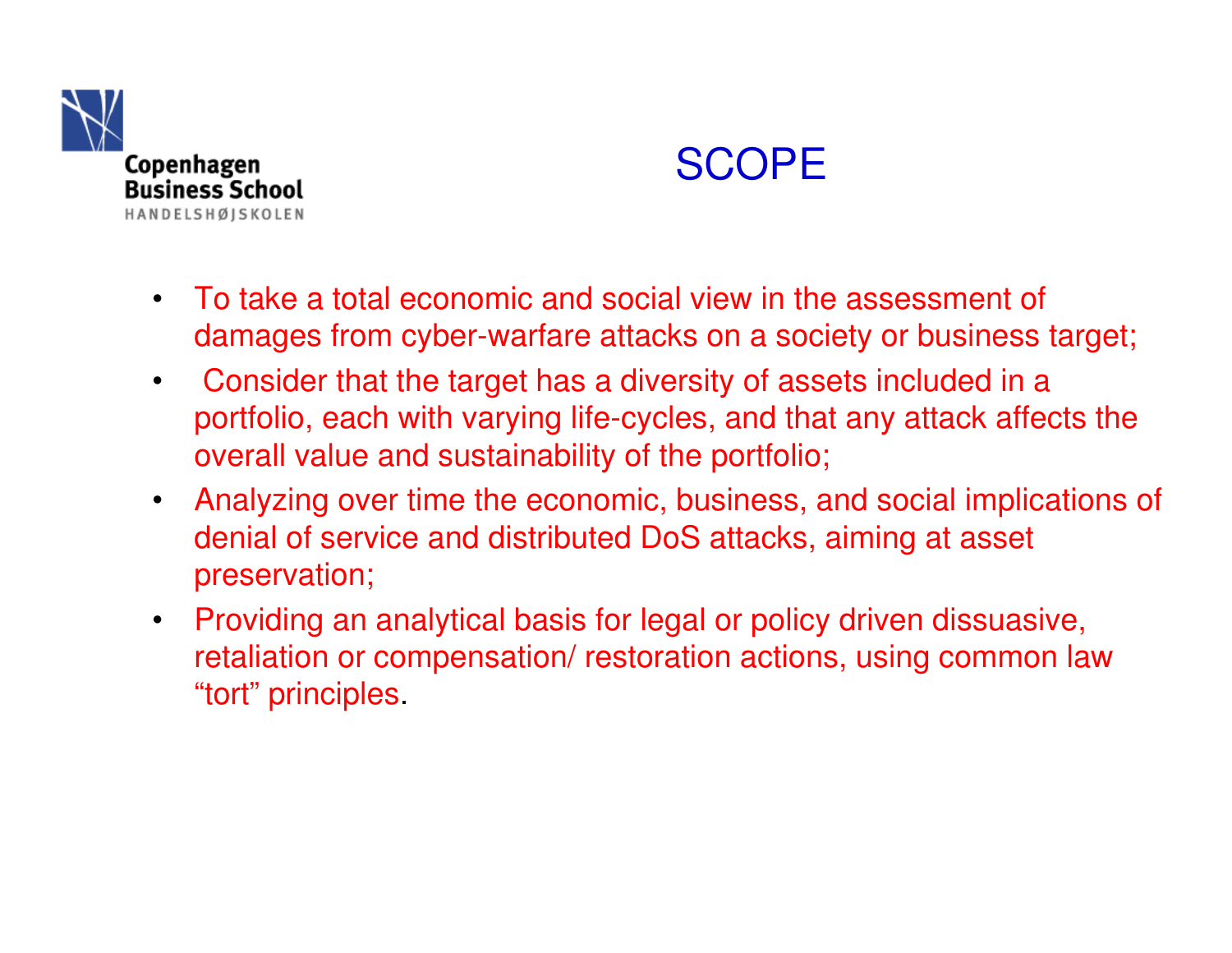# SCOPE

- To take a total economic and social view in the assessment of damages from cyber-warfare attacks on a society or business target;
- Consider that the target has a diversity of assets included in a portfolio, each with varying life-cycles, and that any attack affects the overall value and sustainability of the portfolio;
- Analyzing over time the economic, business, and social implications of denial of service and distributed DoS attacks, aiming at asset preservation;
- Providing an analytical basis for legal or policy driven dissuasive, retaliation or compensation/ restoration actions, using common law “tort” principles.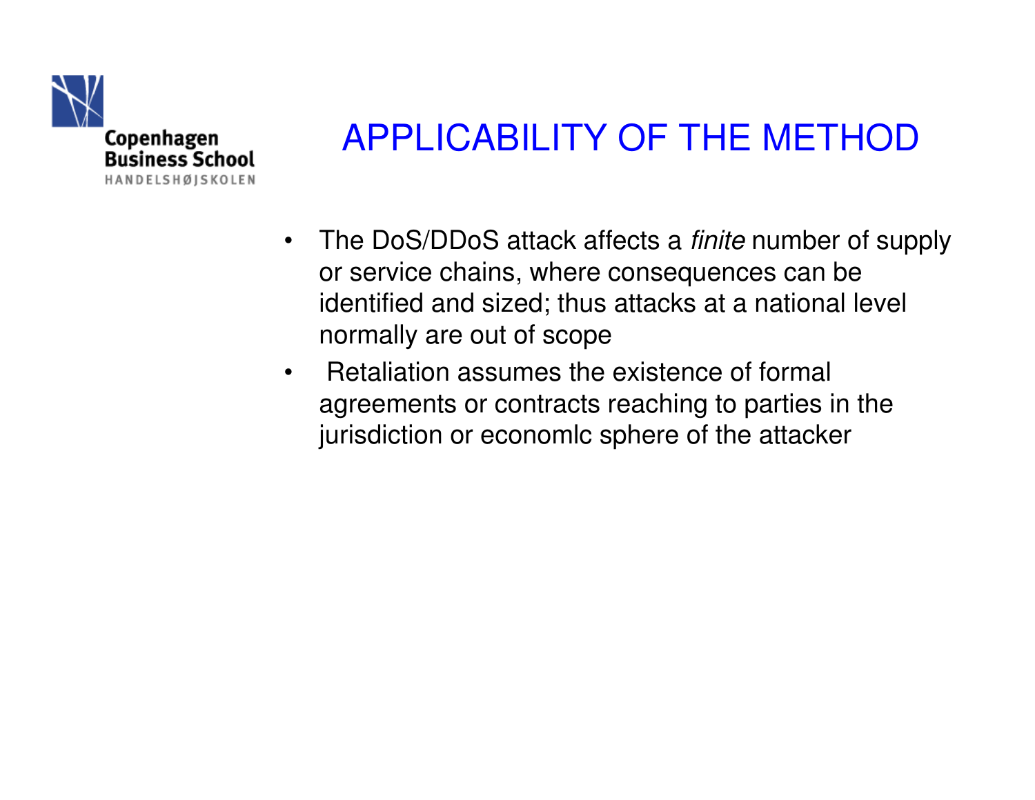# APPLICABILITY OF THE METHOD

- The DoS/DDoS attack affects a *finite* number of supply or service chains, where consequences can be identified and sized; thus attacks at a national level normally are out of scope
- Retaliation assumes the existence of formal agreements or contracts reaching to parties in the jurisdiction or economlc sphere of the attacker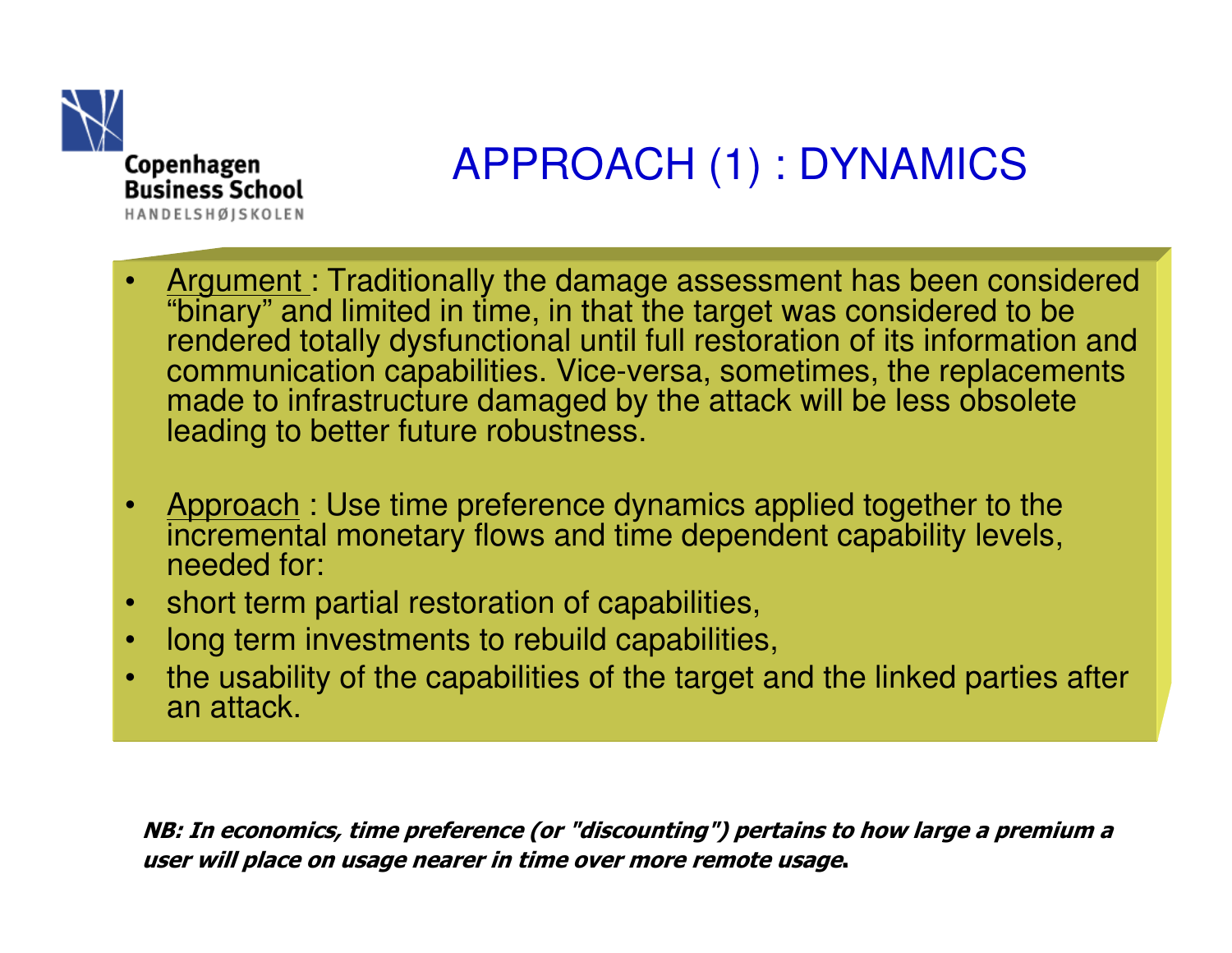# APPROACH (1) : DYNAMICS

- Argument : Traditionally the damage assessment has been considered "binary" and limited in time, in that the target was considered to be rendered totally dysfunctional until full restoration of its information and communication capabilities. Vice-versa, sometimes, the replacements made to infrastructure damaged by the attack will be less obsolete leading to better future robustness.

- Approach : Use time preference dynamics applied together to the incremental monetary flows and time dependent capability levels, needed for:
- short term partial restoration of capabilities,
- long term investments to rebuild capabilities,
- the usability of the capabilities of the target and the linked parties after an attack.

***NB: In economics, time preference (or "discounting") pertains to how large a premium a user will place on usage nearer in time over more remote usage.***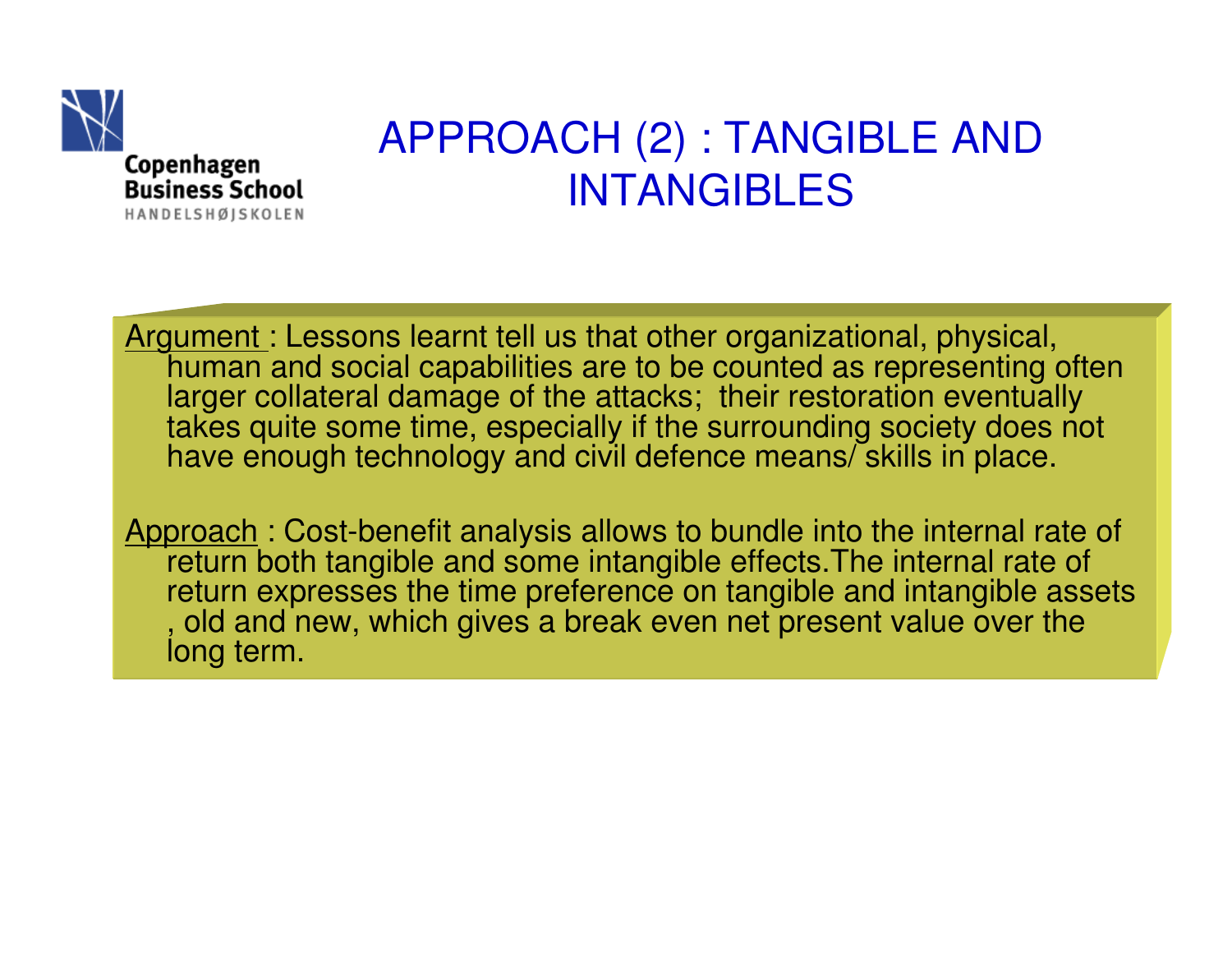# APPROACH (2) : TANGIBLE AND INTANGIBLES

Argument : Lessons learnt tell us that other organizational, physical, human and social capabilities are to be counted as representing often larger collateral damage of the attacks; their restoration eventually takes quite some time, especially if the surrounding society does not have enough technology and civil defence means/ skills in place.

Approach : Cost-benefit analysis allows to bundle into the internal rate of return both tangible and some intangible effects.The internal rate of return expresses the time preference on tangible and intangible assets , old and new, which gives a break even net present value over the long term.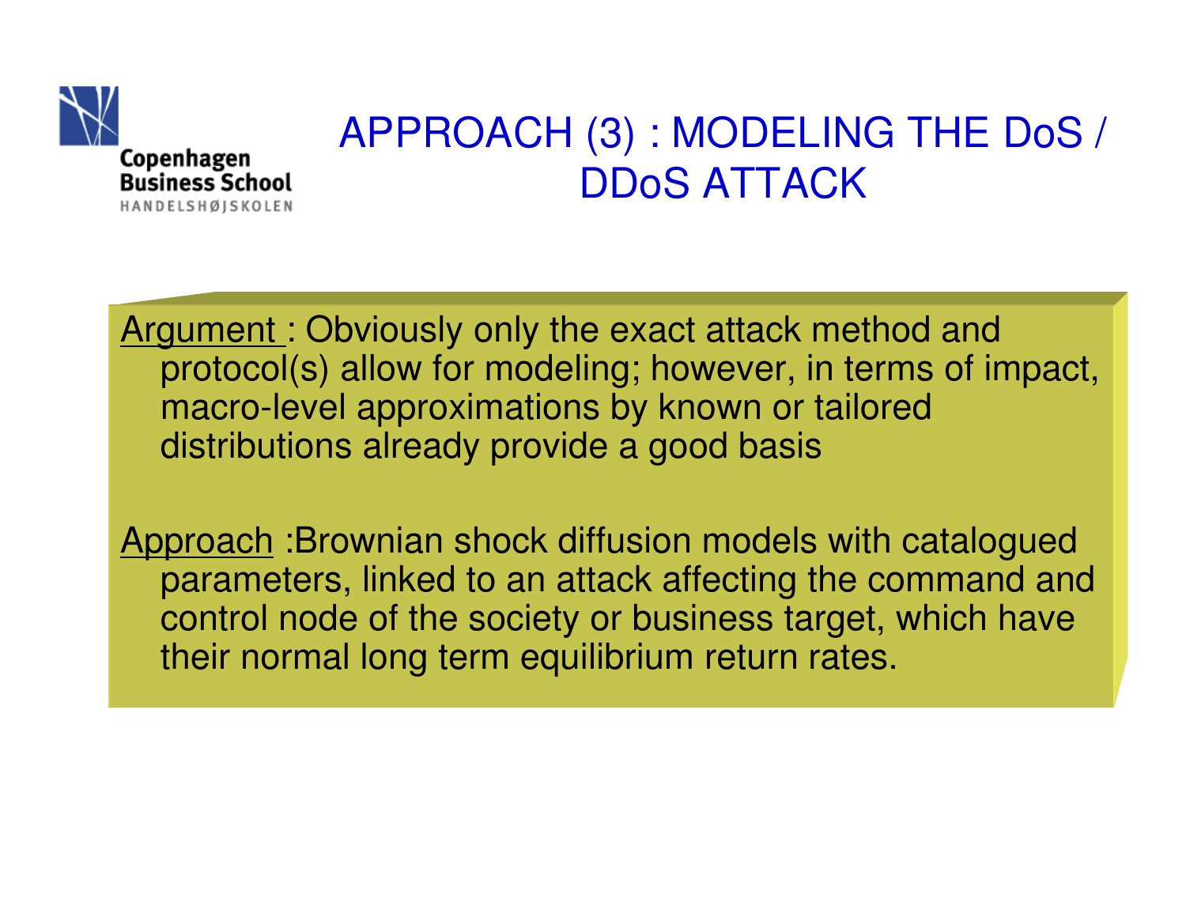# APPROACH (3) : MODELING THE DoS / DDoS ATTACK

Argument : Obviously only the exact attack method and protocol(s) allow for modeling; however, in terms of impact, macro-level approximations by known or tailored distributions already provide a good basis

Approach :Brownian shock diffusion models with catalogued parameters, linked to an attack affecting the command and control node of the society or business target, which have their normal long term equilibrium return rates.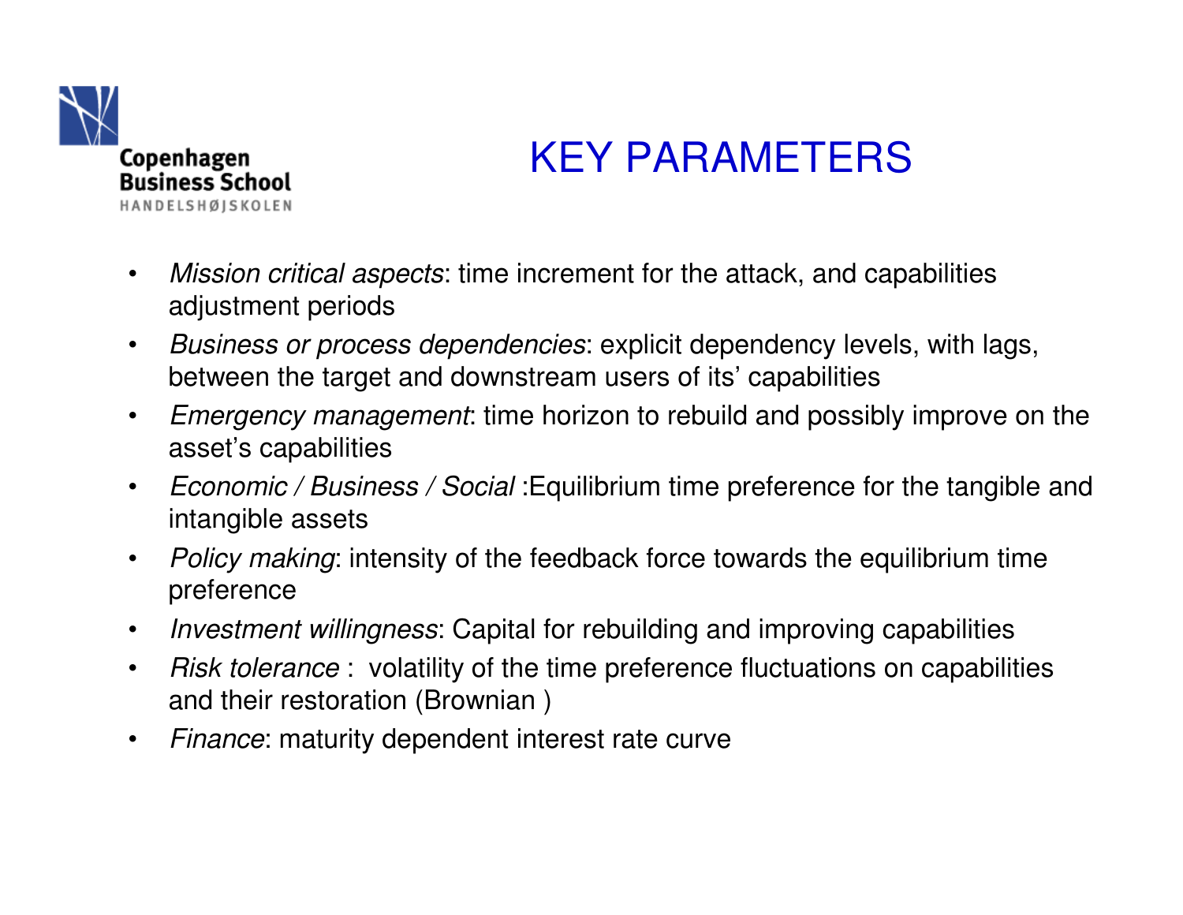# KEY PARAMETERS

- *Mission critical aspects*: time increment for the attack, and capabilities adjustment periods
- *Business or process dependencies*: explicit dependency levels, with lags, between the target and downstream users of its' capabilities
- *Emergency management*: time horizon to rebuild and possibly improve on the asset's capabilities
- *Economic / Business / Social* :Equilibrium time preference for the tangible and intangible assets
- *Policy making*: intensity of the feedback force towards the equilibrium time preference
- *Investment willingness*: Capital for rebuilding and improving capabilities
- *Risk tolerance* : volatility of the time preference fluctuations on capabilities and their restoration (Brownian )
- *Finance*: maturity dependent interest rate curve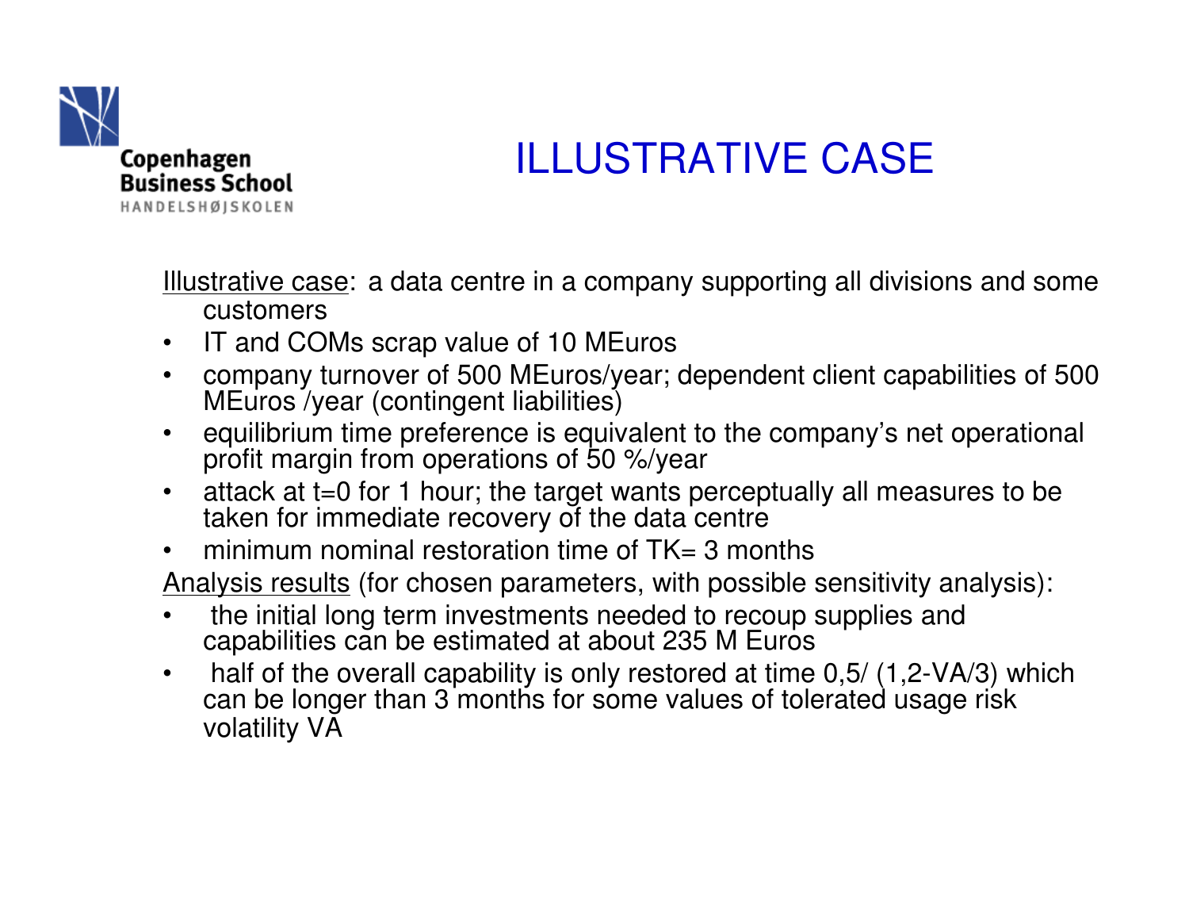# ILLUSTRATIVE CASE

Illustrative case: a data centre in a company supporting all divisions and some customers

- IT and COMs scrap value of 10 MEuros
- company turnover of 500 MEuros/year; dependent client capabilities of 500 MEuros /year (contingent liabilities)
- equilibrium time preference is equivalent to the company's net operational profit margin from operations of 50 %/year
- attack at t=0 for 1 hour; the target wants perceptually all measures to be taken for immediate recovery of the data centre
- minimum nominal restoration time of TK= 3 months

Analysis results (for chosen parameters, with possible sensitivity analysis):

- the initial long term investments needed to recoup supplies and capabilities can be estimated at about 235 M Euros
- half of the overall capability is only restored at time 0,5/ (1,2-VA/3) which can be longer than 3 months for some values of tolerated usage risk volatility VA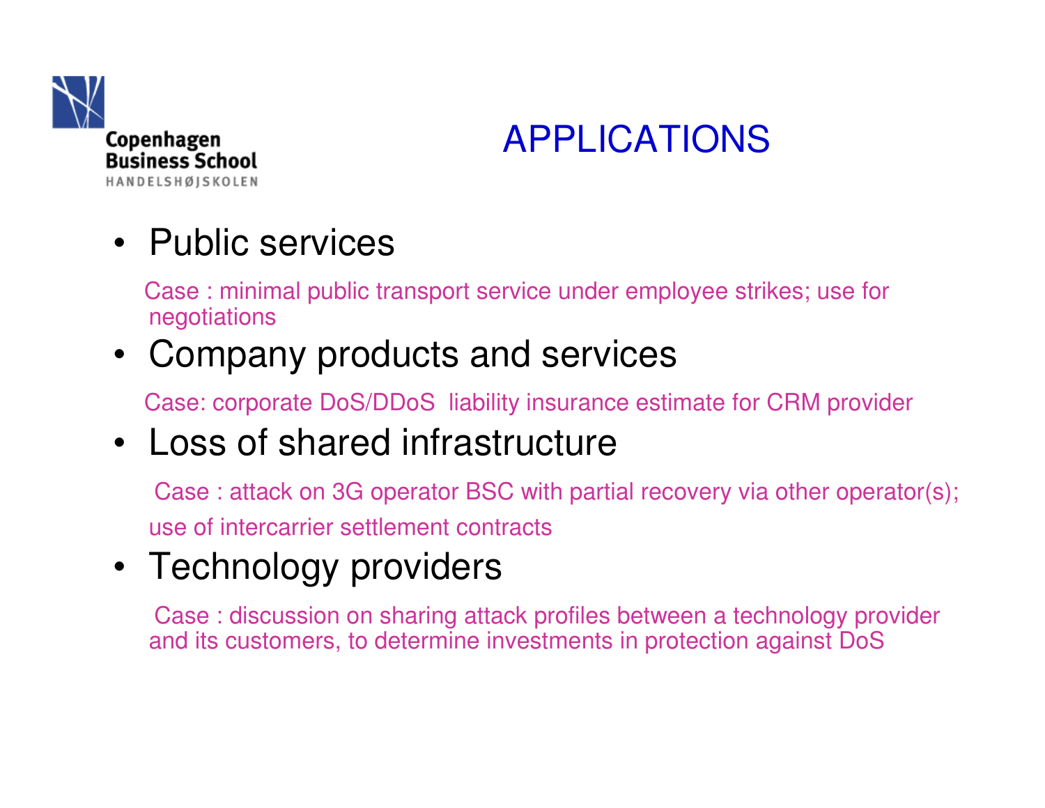# APPLICATIONS

- Public services

  Case : minimal public transport service under employee strikes; use for negotiations

- Company products and services

  Case: corporate DoS/DDoS liability insurance estimate for CRM provider

- Loss of shared infrastructure

  Case : attack on 3G operator BSC with partial recovery via other operator(s); use of intercarrier settlement contracts

- Technology providers

  Case : discussion on sharing attack profiles between a technology provider and its customers, to determine investments in protection against DoS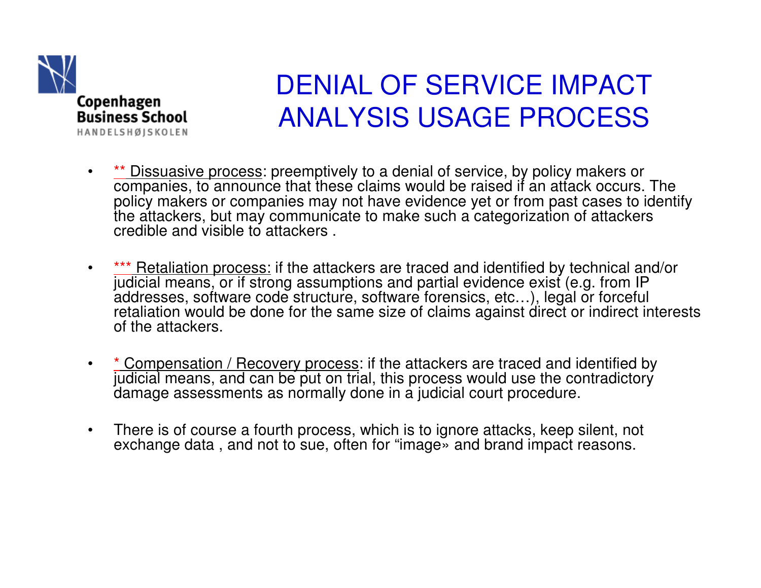# DENIAL OF SERVICE IMPACT ANALYSIS USAGE PROCESS

- ** Dissuasive process: preemptively to a denial of service, by policy makers or companies, to announce that these claims would be raised if an attack occurs. The policy makers or companies may not have evidence yet or from past cases to identify the attackers, but may communicate to make such a categorization of attackers credible and visible to attackers .

- *** Retaliation process: if the attackers are traced and identified by technical and/or judicial means, or if strong assumptions and partial evidence exist (e.g. from IP addresses, software code structure, software forensics, etc…), legal or forceful retaliation would be done for the same size of claims against direct or indirect interests of the attackers.

- * Compensation / Recovery process: if the attackers are traced and identified by judicial means, and can be put on trial, this process would use the contradictory damage assessments as normally done in a judicial court procedure.

- There is of course a fourth process, which is to ignore attacks, keep silent, not exchange data , and not to sue, often for “image» and brand impact reasons.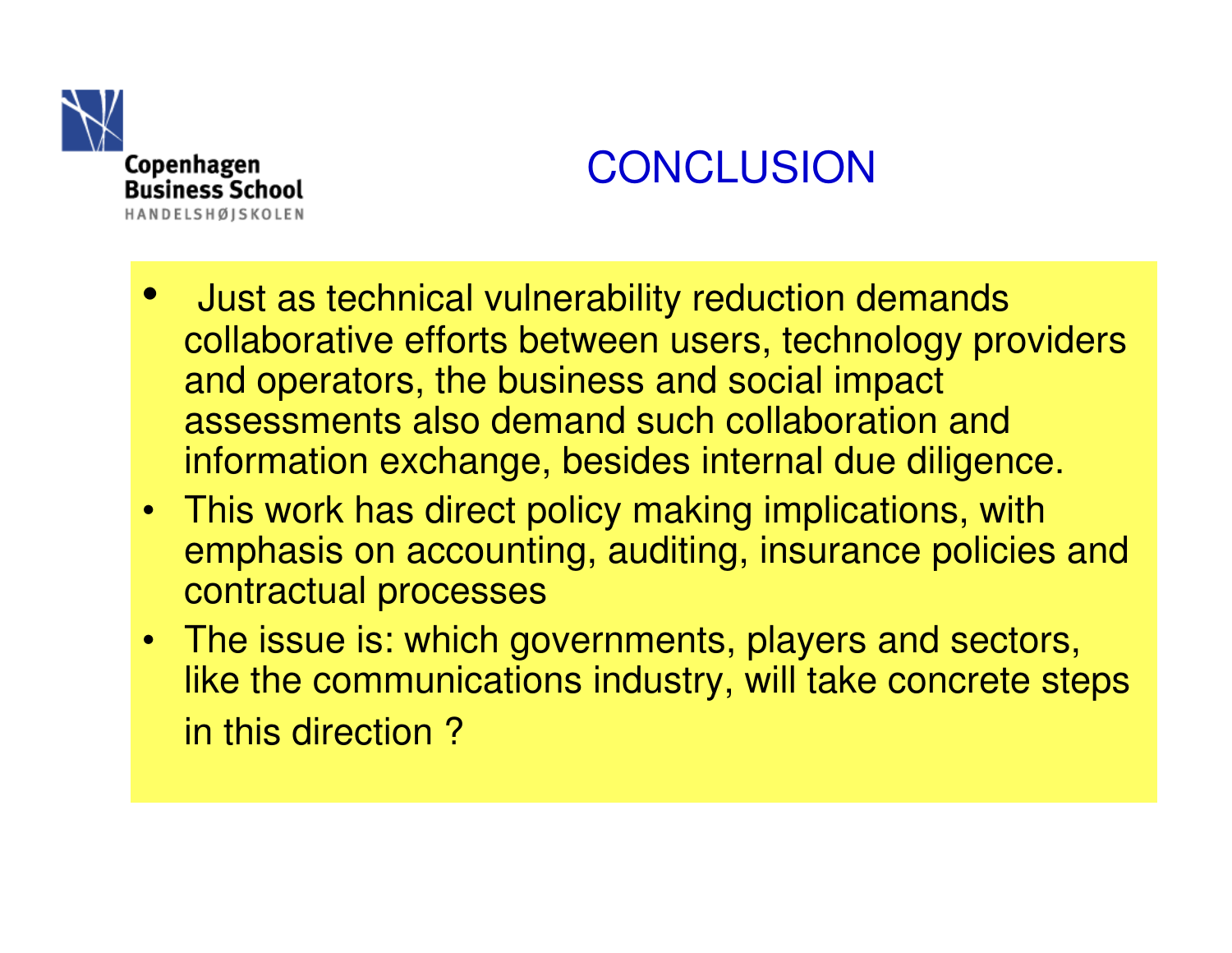Copenhagen Business School
HANDELSHØJSKOLEN

# CONCLUSION

- Just as technical vulnerability reduction demands collaborative efforts between users, technology providers and operators, the business and social impact assessments also demand such collaboration and information exchange, besides internal due diligence.
- This work has direct policy making implications, with emphasis on accounting, auditing, insurance policies and contractual processes
- The issue is: which governments, players and sectors, like the communications industry, will take concrete steps in this direction ?